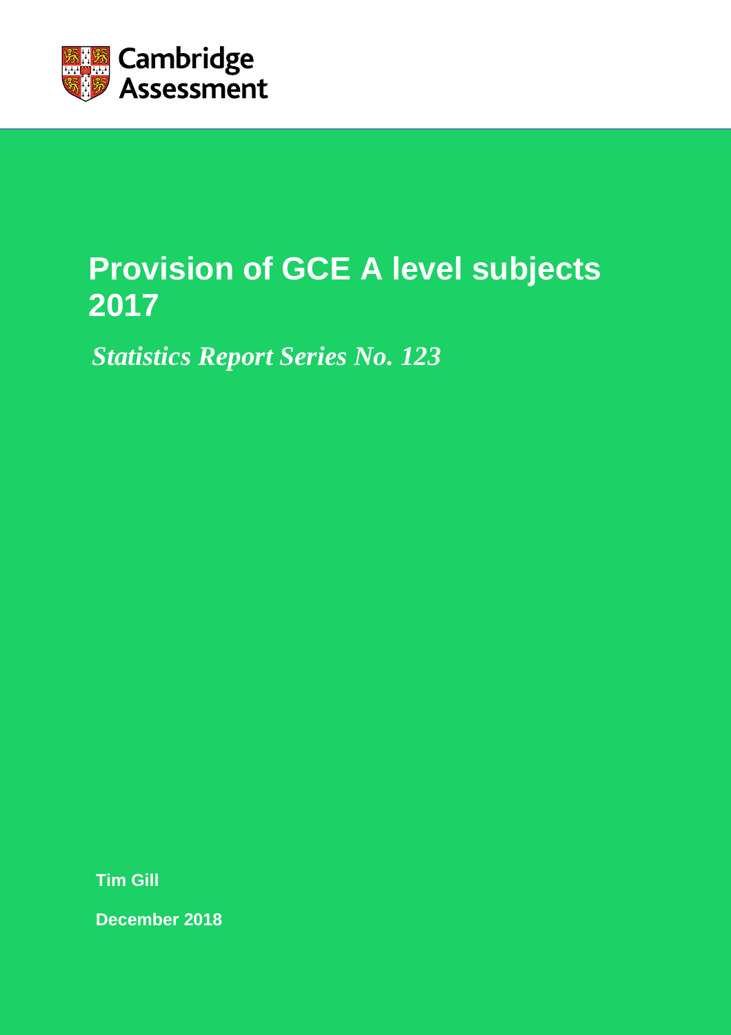Cambridge Assessment

# Provision of GCE A level subjects 2017

*Statistics Report Series No. 123*

**Tim Gill**

**December 2018**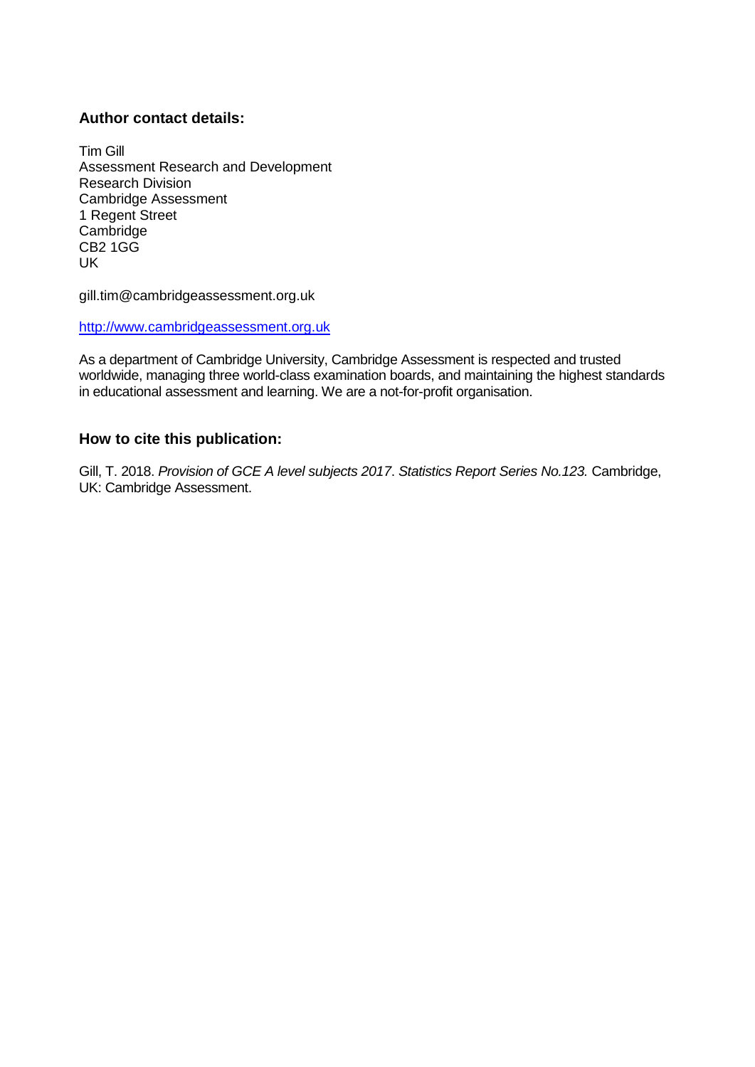### Author contact details:

Tim Gill
Assessment Research and Development
Research Division
Cambridge Assessment
1 Regent Street
Cambridge
CB2 1GG
UK

gill.tim@cambridgeassessment.org.uk

http://www.cambridgeassessment.org.uk

As a department of Cambridge University, Cambridge Assessment is respected and trusted worldwide, managing three world-class examination boards, and maintaining the highest standards in educational assessment and learning. We are a not-for-profit organisation.

### How to cite this publication:

Gill, T. 2018. *Provision of GCE A level subjects 2017*. *Statistics Report Series No.123.* Cambridge, UK: Cambridge Assessment.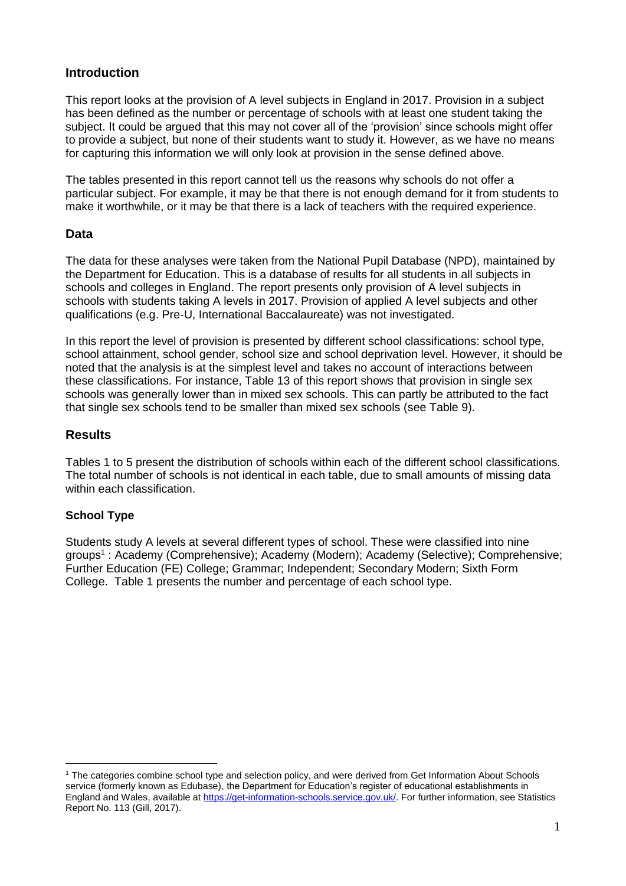## Introduction

This report looks at the provision of A level subjects in England in 2017. Provision in a subject has been defined as the number or percentage of schools with at least one student taking the subject. It could be argued that this may not cover all of the 'provision' since schools might offer to provide a subject, but none of their students want to study it. However, as we have no means for capturing this information we will only look at provision in the sense defined above.

The tables presented in this report cannot tell us the reasons why schools do not offer a particular subject. For example, it may be that there is not enough demand for it from students to make it worthwhile, or it may be that there is a lack of teachers with the required experience.

## Data

The data for these analyses were taken from the National Pupil Database (NPD), maintained by the Department for Education. This is a database of results for all students in all subjects in schools and colleges in England. The report presents only provision of A level subjects in schools with students taking A levels in 2017. Provision of applied A level subjects and other qualifications (e.g. Pre-U, International Baccalaureate) was not investigated.

In this report the level of provision is presented by different school classifications: school type, school attainment, school gender, school size and school deprivation level. However, it should be noted that the analysis is at the simplest level and takes no account of interactions between these classifications. For instance, Table 13 of this report shows that provision in single sex schools was generally lower than in mixed sex schools. This can partly be attributed to the fact that single sex schools tend to be smaller than mixed sex schools (see Table 9).

## Results

Tables 1 to 5 present the distribution of schools within each of the different school classifications. The total number of schools is not identical in each table, due to small amounts of missing data within each classification.

### School Type

Students study A levels at several different types of school. These were classified into nine groups[1] : Academy (Comprehensive); Academy (Modern); Academy (Selective); Comprehensive; Further Education (FE) College; Grammar; Independent; Secondary Modern; Sixth Form College. Table 1 presents the number and percentage of each school type.

[1] The categories combine school type and selection policy, and were derived from Get Information About Schools service (formerly known as Edubase), the Department for Education's register of educational establishments in England and Wales, available at https://get-information-schools.service.gov.uk/. For further information, see Statistics Report No. 113 (Gill, 2017).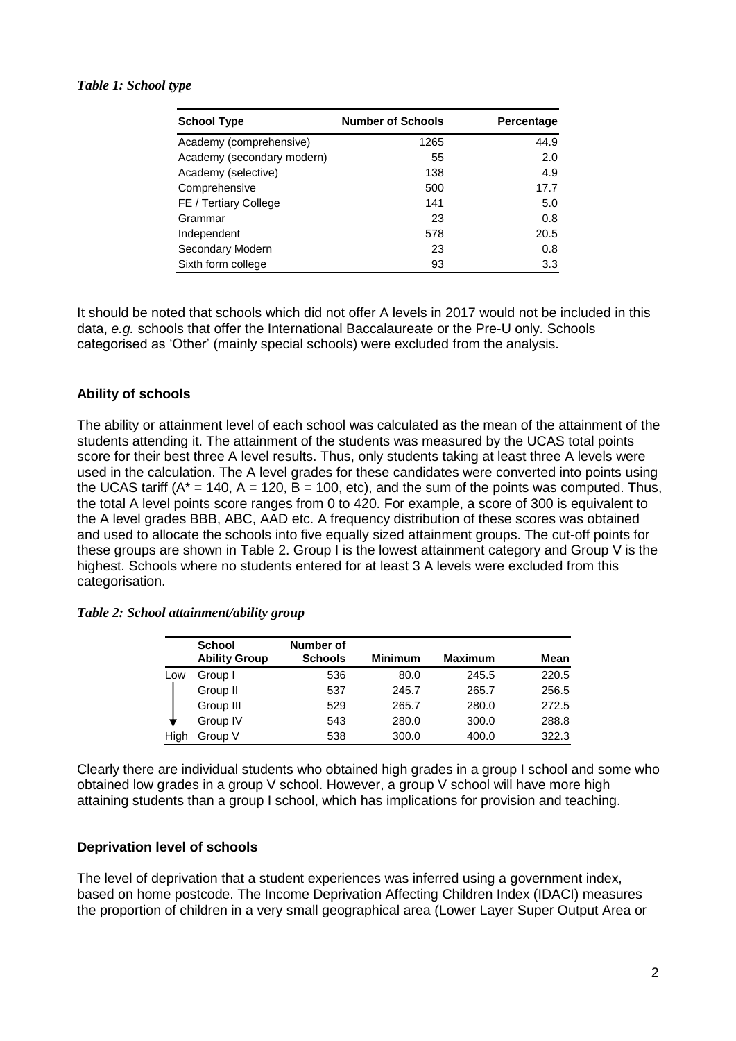*Table 1: School type*

| School Type | Number of Schools | Percentage |
|---|---|---|
| Academy (comprehensive) | 1265 | 44.9 |
| Academy (secondary modern) | 55 | 2.0 |
| Academy (selective) | 138 | 4.9 |
| Comprehensive | 500 | 17.7 |
| FE / Tertiary College | 141 | 5.0 |
| Grammar | 23 | 0.8 |
| Independent | 578 | 20.5 |
| Secondary Modern | 23 | 0.8 |
| Sixth form college | 93 | 3.3 |

It should be noted that schools which did not offer A levels in 2017 would not be included in this data, *e.g.* schools that offer the International Baccalaureate or the Pre-U only. Schools categorised as 'Other' (mainly special schools) were excluded from the analysis.

### Ability of schools

The ability or attainment level of each school was calculated as the mean of the attainment of the students attending it. The attainment of the students was measured by the UCAS total points score for their best three A level results. Thus, only students taking at least three A levels were used in the calculation. The A level grades for these candidates were converted into points using the UCAS tariff (A* = 140, A = 120, B = 100, etc), and the sum of the points was computed. Thus, the total A level points score ranges from 0 to 420. For example, a score of 300 is equivalent to the A level grades BBB, ABC, AAD etc. A frequency distribution of these scores was obtained and used to allocate the schools into five equally sized attainment groups. The cut-off points for these groups are shown in Table 2. Group I is the lowest attainment category and Group V is the highest. Schools where no students entered for at least 3 A levels were excluded from this categorisation.

*Table 2: School attainment/ability group*

| | School Ability Group | Number of Schools | Minimum | Maximum | Mean |
|---|---|---|---|---|---|
| Low | Group I | 536 | 80.0 | 245.5 | 220.5 |
| | Group II | 537 | 245.7 | 265.7 | 256.5 |
| | Group III | 529 | 265.7 | 280.0 | 272.5 |
| | Group IV | 543 | 280.0 | 300.0 | 288.8 |
| High | Group V | 538 | 300.0 | 400.0 | 322.3 |

Clearly there are individual students who obtained high grades in a group I school and some who obtained low grades in a group V school. However, a group V school will have more high attaining students than a group I school, which has implications for provision and teaching.

### Deprivation level of schools

The level of deprivation that a student experiences was inferred using a government index, based on home postcode. The Income Deprivation Affecting Children Index (IDACI) measures the proportion of children in a very small geographical area (Lower Layer Super Output Area or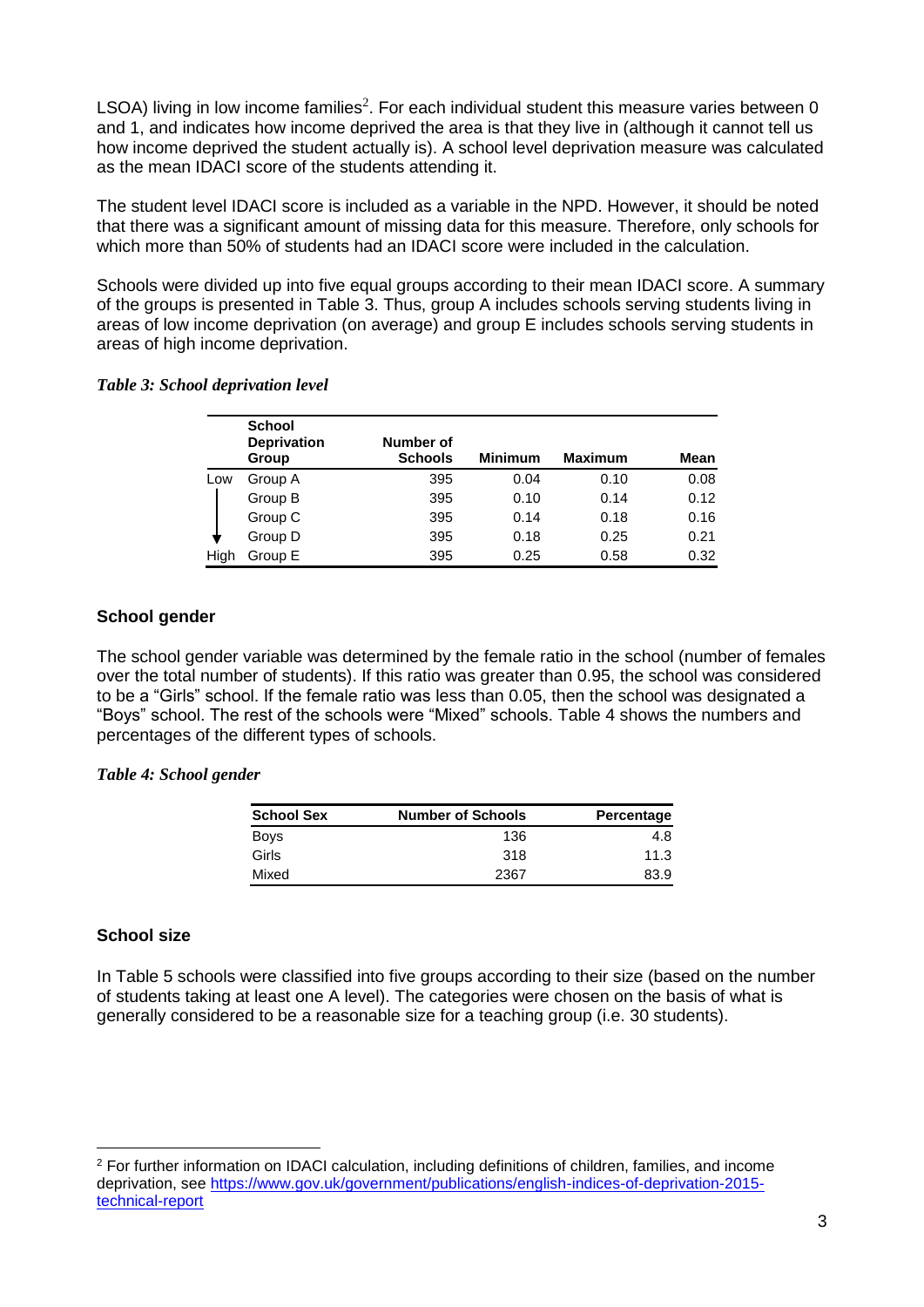LSOA) living in low income families[2]. For each individual student this measure varies between 0 and 1, and indicates how income deprived the area is that they live in (although it cannot tell us how income deprived the student actually is). A school level deprivation measure was calculated as the mean IDACI score of the students attending it.

The student level IDACI score is included as a variable in the NPD. However, it should be noted that there was a significant amount of missing data for this measure. Therefore, only schools for which more than 50% of students had an IDACI score were included in the calculation.

Schools were divided up into five equal groups according to their mean IDACI score. A summary of the groups is presented in Table 3. Thus, group A includes schools serving students living in areas of low income deprivation (on average) and group E includes schools serving students in areas of high income deprivation.

*Table 3: School deprivation level*

| | School Deprivation Group | Number of Schools | Minimum | Maximum | Mean |
|---|---|---|---|---|---|
| Low | Group A | 395 | 0.04 | 0.10 | 0.08 |
| | Group B | 395 | 0.10 | 0.14 | 0.12 |
| | Group C | 395 | 0.14 | 0.18 | 0.16 |
| | Group D | 395 | 0.18 | 0.25 | 0.21 |
| High | Group E | 395 | 0.25 | 0.58 | 0.32 |

### School gender

The school gender variable was determined by the female ratio in the school (number of females over the total number of students). If this ratio was greater than 0.95, the school was considered to be a "Girls" school. If the female ratio was less than 0.05, then the school was designated a "Boys" school. The rest of the schools were "Mixed" schools. Table 4 shows the numbers and percentages of the different types of schools.

*Table 4: School gender*

| School Sex | Number of Schools | Percentage |
|---|---|---|
| Boys | 136 | 4.8 |
| Girls | 318 | 11.3 |
| Mixed | 2367 | 83.9 |

### School size

In Table 5 schools were classified into five groups according to their size (based on the number of students taking at least one A level). The categories were chosen on the basis of what is generally considered to be a reasonable size for a teaching group (i.e. 30 students).

[2] For further information on IDACI calculation, including definitions of children, families, and income deprivation, see https://www.gov.uk/government/publications/english-indices-of-deprivation-2015-technical-report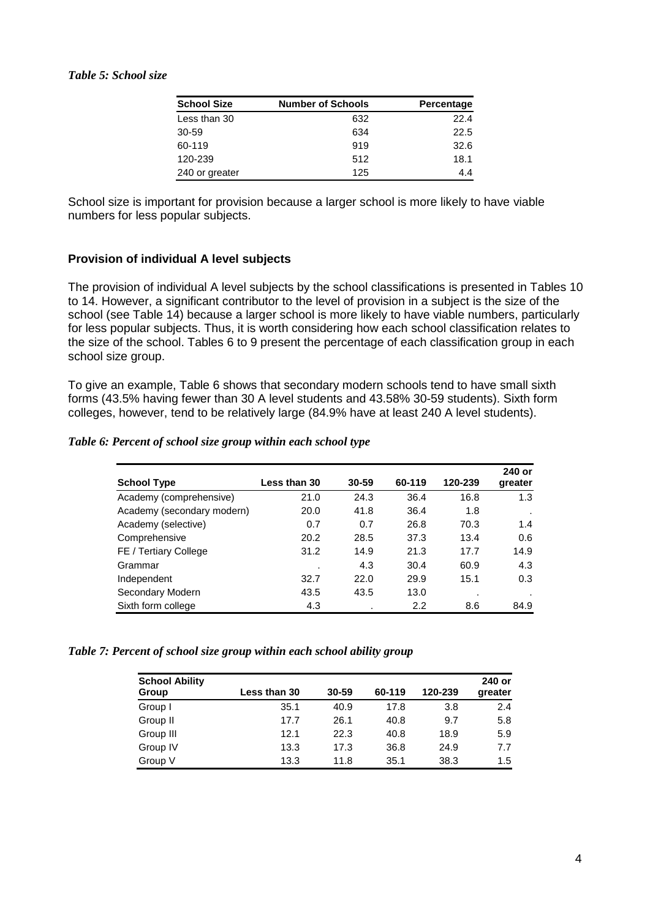*Table 5: School size*

| School Size | Number of Schools | Percentage |
|---|---|---|
| Less than 30 | 632 | 22.4 |
| 30-59 | 634 | 22.5 |
| 60-119 | 919 | 32.6 |
| 120-239 | 512 | 18.1 |
| 240 or greater | 125 | 4.4 |

School size is important for provision because a larger school is more likely to have viable numbers for less popular subjects.

### Provision of individual A level subjects

The provision of individual A level subjects by the school classifications is presented in Tables 10 to 14. However, a significant contributor to the level of provision in a subject is the size of the school (see Table 14) because a larger school is more likely to have viable numbers, particularly for less popular subjects. Thus, it is worth considering how each school classification relates to the size of the school. Tables 6 to 9 present the percentage of each classification group in each school size group.

To give an example, Table 6 shows that secondary modern schools tend to have small sixth forms (43.5% having fewer than 30 A level students and 43.58% 30-59 students). Sixth form colleges, however, tend to be relatively large (84.9% have at least 240 A level students).

*Table 6: Percent of school size group within each school type*

| School Type | Less than 30 | 30-59 | 60-119 | 120-239 | 240 or greater |
|---|---|---|---|---|---|
| Academy (comprehensive) | 21.0 | 24.3 | 36.4 | 16.8 | 1.3 |
| Academy (secondary modern) | 20.0 | 41.8 | 36.4 | 1.8 | . |
| Academy (selective) | 0.7 | 0.7 | 26.8 | 70.3 | 1.4 |
| Comprehensive | 20.2 | 28.5 | 37.3 | 13.4 | 0.6 |
| FE / Tertiary College | 31.2 | 14.9 | 21.3 | 17.7 | 14.9 |
| Grammar | . | 4.3 | 30.4 | 60.9 | 4.3 |
| Independent | 32.7 | 22.0 | 29.9 | 15.1 | 0.3 |
| Secondary Modern | 43.5 | 43.5 | 13.0 | . | . |
| Sixth form college | 4.3 | . | 2.2 | 8.6 | 84.9 |

*Table 7: Percent of school size group within each school ability group*

| School Ability Group | Less than 30 | 30-59 | 60-119 | 120-239 | 240 or greater |
|---|---|---|---|---|---|
| Group I | 35.1 | 40.9 | 17.8 | 3.8 | 2.4 |
| Group II | 17.7 | 26.1 | 40.8 | 9.7 | 5.8 |
| Group III | 12.1 | 22.3 | 40.8 | 18.9 | 5.9 |
| Group IV | 13.3 | 17.3 | 36.8 | 24.9 | 7.7 |
| Group V | 13.3 | 11.8 | 35.1 | 38.3 | 1.5 |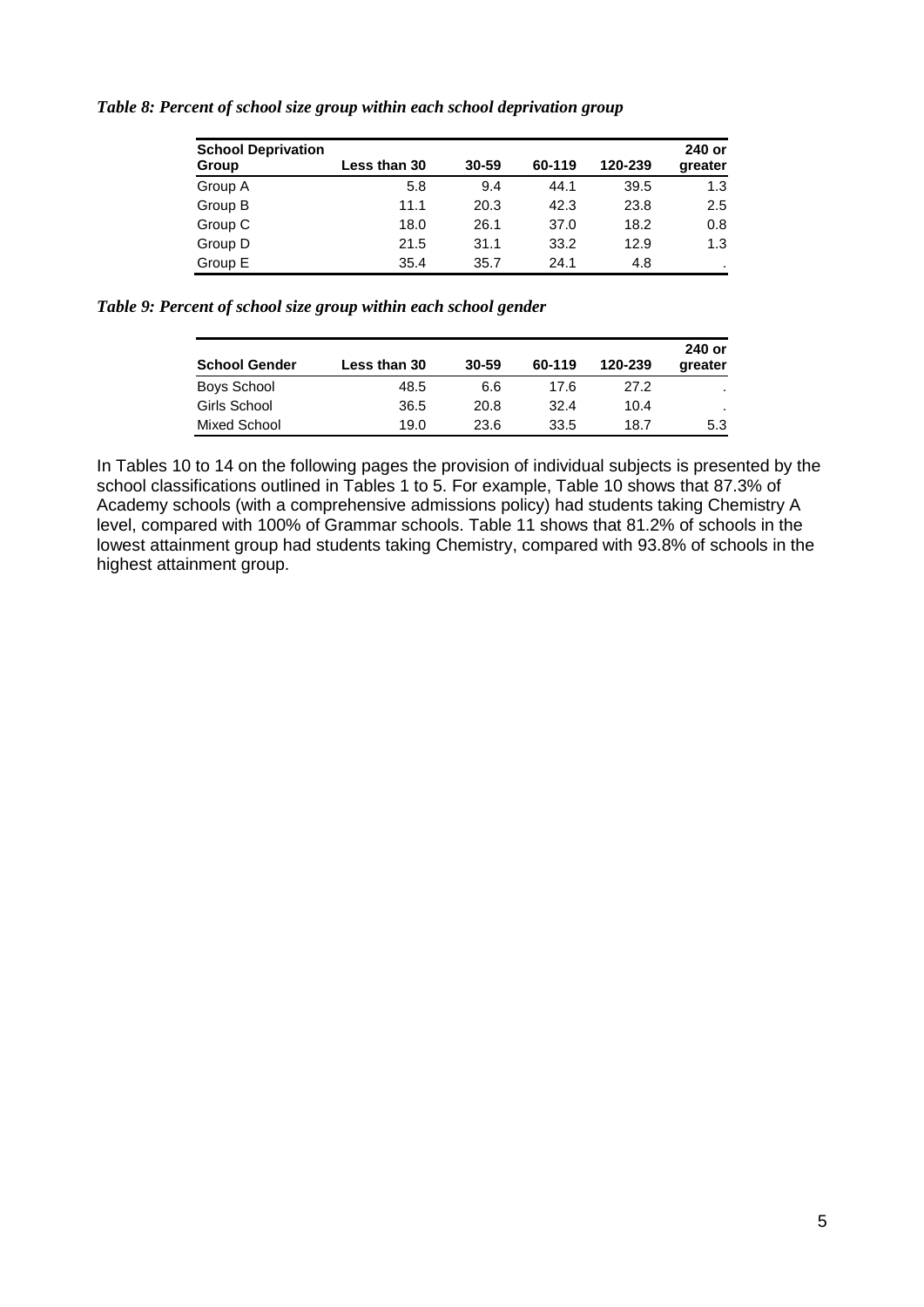*Table 8: Percent of school size group within each school deprivation group*

| School Deprivation Group | Less than 30 | 30-59 | 60-119 | 120-239 | 240 or greater |
|---|---|---|---|---|---|
| Group A | 5.8 | 9.4 | 44.1 | 39.5 | 1.3 |
| Group B | 11.1 | 20.3 | 42.3 | 23.8 | 2.5 |
| Group C | 18.0 | 26.1 | 37.0 | 18.2 | 0.8 |
| Group D | 21.5 | 31.1 | 33.2 | 12.9 | 1.3 |
| Group E | 35.4 | 35.7 | 24.1 | 4.8 | . |

*Table 9: Percent of school size group within each school gender*

| School Gender | Less than 30 | 30-59 | 60-119 | 120-239 | 240 or greater |
|---|---|---|---|---|---|
| Boys School | 48.5 | 6.6 | 17.6 | 27.2 | . |
| Girls School | 36.5 | 20.8 | 32.4 | 10.4 | . |
| Mixed School | 19.0 | 23.6 | 33.5 | 18.7 | 5.3 |

In Tables 10 to 14 on the following pages the provision of individual subjects is presented by the school classifications outlined in Tables 1 to 5. For example, Table 10 shows that 87.3% of Academy schools (with a comprehensive admissions policy) had students taking Chemistry A level, compared with 100% of Grammar schools. Table 11 shows that 81.2% of schools in the lowest attainment group had students taking Chemistry, compared with 93.8% of schools in the highest attainment group.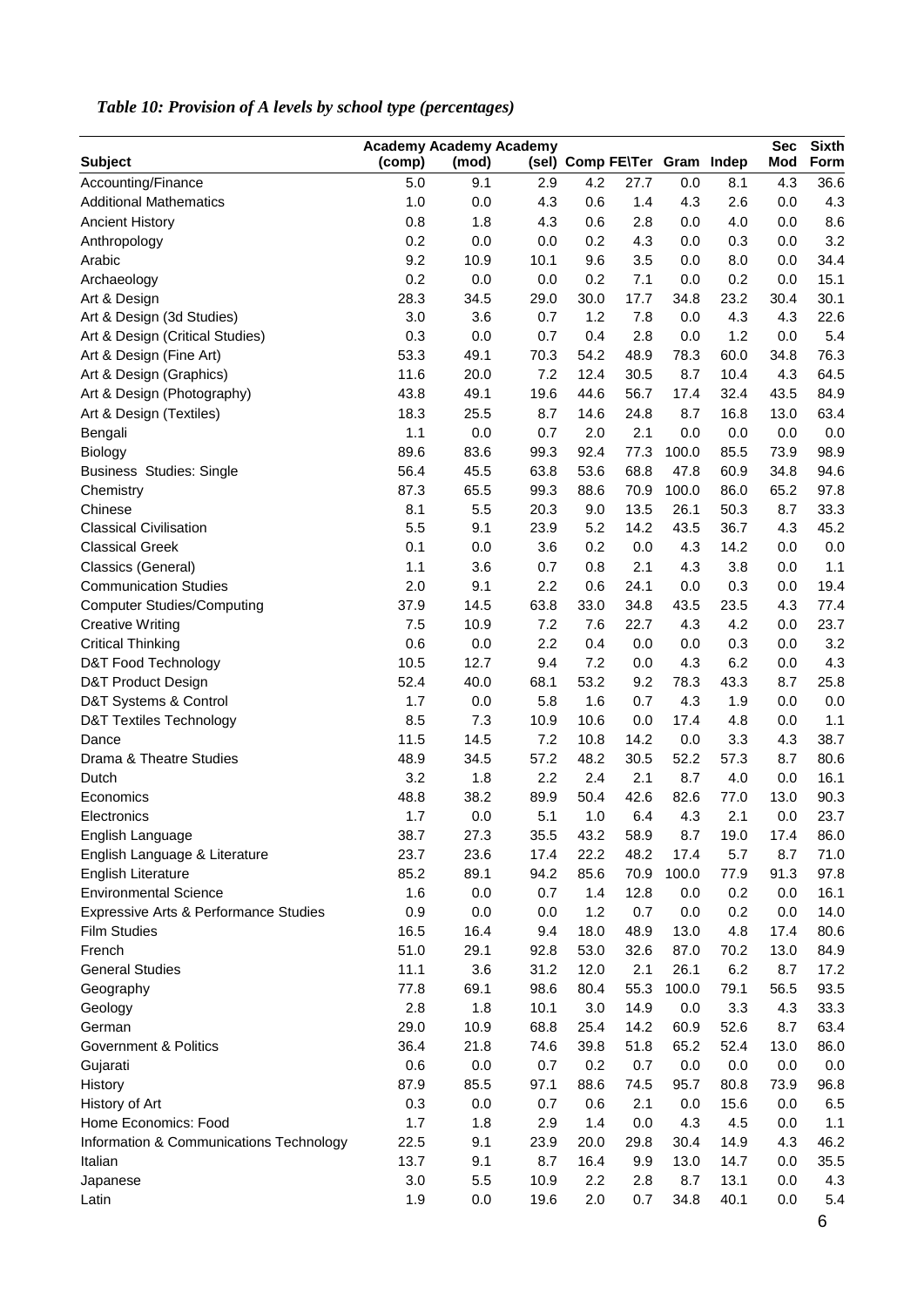*Table 10: Provision of A levels by school type (percentages)*

| Subject | Academy (comp) | Academy (mod) | Academy (sel) | Comp | FE\Ter | Gram | Indep | Sec Mod | Sixth Form |
|---|---|---|---|---|---|---|---|---|---|
| Accounting/Finance | 5.0 | 9.1 | 2.9 | 4.2 | 27.7 | 0.0 | 8.1 | 4.3 | 36.6 |
| Additional Mathematics | 1.0 | 0.0 | 4.3 | 0.6 | 1.4 | 4.3 | 2.6 | 0.0 | 4.3 |
| Ancient History | 0.8 | 1.8 | 4.3 | 0.6 | 2.8 | 0.0 | 4.0 | 0.0 | 8.6 |
| Anthropology | 0.2 | 0.0 | 0.0 | 0.2 | 4.3 | 0.0 | 0.3 | 0.0 | 3.2 |
| Arabic | 9.2 | 10.9 | 10.1 | 9.6 | 3.5 | 0.0 | 8.0 | 0.0 | 34.4 |
| Archaeology | 0.2 | 0.0 | 0.0 | 0.2 | 7.1 | 0.0 | 0.2 | 0.0 | 15.1 |
| Art & Design | 28.3 | 34.5 | 29.0 | 30.0 | 17.7 | 34.8 | 23.2 | 30.4 | 30.1 |
| Art & Design (3d Studies) | 3.0 | 3.6 | 0.7 | 1.2 | 7.8 | 0.0 | 4.3 | 4.3 | 22.6 |
| Art & Design (Critical Studies) | 0.3 | 0.0 | 0.7 | 0.4 | 2.8 | 0.0 | 1.2 | 0.0 | 5.4 |
| Art & Design (Fine Art) | 53.3 | 49.1 | 70.3 | 54.2 | 48.9 | 78.3 | 60.0 | 34.8 | 76.3 |
| Art & Design (Graphics) | 11.6 | 20.0 | 7.2 | 12.4 | 30.5 | 8.7 | 10.4 | 4.3 | 64.5 |
| Art & Design (Photography) | 43.8 | 49.1 | 19.6 | 44.6 | 56.7 | 17.4 | 32.4 | 43.5 | 84.9 |
| Art & Design (Textiles) | 18.3 | 25.5 | 8.7 | 14.6 | 24.8 | 8.7 | 16.8 | 13.0 | 63.4 |
| Bengali | 1.1 | 0.0 | 0.7 | 2.0 | 2.1 | 0.0 | 0.0 | 0.0 | 0.0 |
| Biology | 89.6 | 83.6 | 99.3 | 92.4 | 77.3 | 100.0 | 85.5 | 73.9 | 98.9 |
| Business Studies: Single | 56.4 | 45.5 | 63.8 | 53.6 | 68.8 | 47.8 | 60.9 | 34.8 | 94.6 |
| Chemistry | 87.3 | 65.5 | 99.3 | 88.6 | 70.9 | 100.0 | 86.0 | 65.2 | 97.8 |
| Chinese | 8.1 | 5.5 | 20.3 | 9.0 | 13.5 | 26.1 | 50.3 | 8.7 | 33.3 |
| Classical Civilisation | 5.5 | 9.1 | 23.9 | 5.2 | 14.2 | 43.5 | 36.7 | 4.3 | 45.2 |
| Classical Greek | 0.1 | 0.0 | 3.6 | 0.2 | 0.0 | 4.3 | 14.2 | 0.0 | 0.0 |
| Classics (General) | 1.1 | 3.6 | 0.7 | 0.8 | 2.1 | 4.3 | 3.8 | 0.0 | 1.1 |
| Communication Studies | 2.0 | 9.1 | 2.2 | 0.6 | 24.1 | 0.0 | 0.3 | 0.0 | 19.4 |
| Computer Studies/Computing | 37.9 | 14.5 | 63.8 | 33.0 | 34.8 | 43.5 | 23.5 | 4.3 | 77.4 |
| Creative Writing | 7.5 | 10.9 | 7.2 | 7.6 | 22.7 | 4.3 | 4.2 | 0.0 | 23.7 |
| Critical Thinking | 0.6 | 0.0 | 2.2 | 0.4 | 0.0 | 0.0 | 0.3 | 0.0 | 3.2 |
| D&T Food Technology | 10.5 | 12.7 | 9.4 | 7.2 | 0.0 | 4.3 | 6.2 | 0.0 | 4.3 |
| D&T Product Design | 52.4 | 40.0 | 68.1 | 53.2 | 9.2 | 78.3 | 43.3 | 8.7 | 25.8 |
| D&T Systems & Control | 1.7 | 0.0 | 5.8 | 1.6 | 0.7 | 4.3 | 1.9 | 0.0 | 0.0 |
| D&T Textiles Technology | 8.5 | 7.3 | 10.9 | 10.6 | 0.0 | 17.4 | 4.8 | 0.0 | 1.1 |
| Dance | 11.5 | 14.5 | 7.2 | 10.8 | 14.2 | 0.0 | 3.3 | 4.3 | 38.7 |
| Drama & Theatre Studies | 48.9 | 34.5 | 57.2 | 48.2 | 30.5 | 52.2 | 57.3 | 8.7 | 80.6 |
| Dutch | 3.2 | 1.8 | 2.2 | 2.4 | 2.1 | 8.7 | 4.0 | 0.0 | 16.1 |
| Economics | 48.8 | 38.2 | 89.9 | 50.4 | 42.6 | 82.6 | 77.0 | 13.0 | 90.3 |
| Electronics | 1.7 | 0.0 | 5.1 | 1.0 | 6.4 | 4.3 | 2.1 | 0.0 | 23.7 |
| English Language | 38.7 | 27.3 | 35.5 | 43.2 | 58.9 | 8.7 | 19.0 | 17.4 | 86.0 |
| English Language & Literature | 23.7 | 23.6 | 17.4 | 22.2 | 48.2 | 17.4 | 5.7 | 8.7 | 71.0 |
| English Literature | 85.2 | 89.1 | 94.2 | 85.6 | 70.9 | 100.0 | 77.9 | 91.3 | 97.8 |
| Environmental Science | 1.6 | 0.0 | 0.7 | 1.4 | 12.8 | 0.0 | 0.2 | 0.0 | 16.1 |
| Expressive Arts & Performance Studies | 0.9 | 0.0 | 0.0 | 1.2 | 0.7 | 0.0 | 0.2 | 0.0 | 14.0 |
| Film Studies | 16.5 | 16.4 | 9.4 | 18.0 | 48.9 | 13.0 | 4.8 | 17.4 | 80.6 |
| French | 51.0 | 29.1 | 92.8 | 53.0 | 32.6 | 87.0 | 70.2 | 13.0 | 84.9 |
| General Studies | 11.1 | 3.6 | 31.2 | 12.0 | 2.1 | 26.1 | 6.2 | 8.7 | 17.2 |
| Geography | 77.8 | 69.1 | 98.6 | 80.4 | 55.3 | 100.0 | 79.1 | 56.5 | 93.5 |
| Geology | 2.8 | 1.8 | 10.1 | 3.0 | 14.9 | 0.0 | 3.3 | 4.3 | 33.3 |
| German | 29.0 | 10.9 | 68.8 | 25.4 | 14.2 | 60.9 | 52.6 | 8.7 | 63.4 |
| Government & Politics | 36.4 | 21.8 | 74.6 | 39.8 | 51.8 | 65.2 | 52.4 | 13.0 | 86.0 |
| Gujarati | 0.6 | 0.0 | 0.7 | 0.2 | 0.7 | 0.0 | 0.0 | 0.0 | 0.0 |
| History | 87.9 | 85.5 | 97.1 | 88.6 | 74.5 | 95.7 | 80.8 | 73.9 | 96.8 |
| History of Art | 0.3 | 0.0 | 0.7 | 0.6 | 2.1 | 0.0 | 15.6 | 0.0 | 6.5 |
| Home Economics: Food | 1.7 | 1.8 | 2.9 | 1.4 | 0.0 | 4.3 | 4.5 | 0.0 | 1.1 |
| Information & Communications Technology | 22.5 | 9.1 | 23.9 | 20.0 | 29.8 | 30.4 | 14.9 | 4.3 | 46.2 |
| Italian | 13.7 | 9.1 | 8.7 | 16.4 | 9.9 | 13.0 | 14.7 | 0.0 | 35.5 |
| Japanese | 3.0 | 5.5 | 10.9 | 2.2 | 2.8 | 8.7 | 13.1 | 0.0 | 4.3 |
| Latin | 1.9 | 0.0 | 19.6 | 2.0 | 0.7 | 34.8 | 40.1 | 0.0 | 5.4 |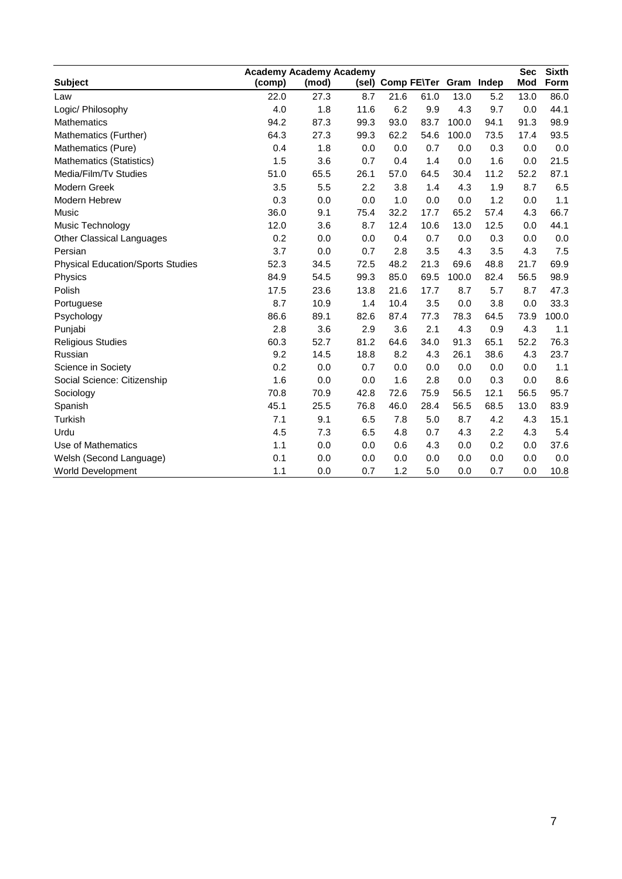| Subject | Academy (comp) | Academy (mod) | Academy (sel) | Comp | FE\Ter | Gram | Indep | Sec Mod | Sixth Form |
|---|---|---|---|---|---|---|---|---|---|
| Law | 22.0 | 27.3 | 8.7 | 21.6 | 61.0 | 13.0 | 5.2 | 13.0 | 86.0 |
| Logic/ Philosophy | 4.0 | 1.8 | 11.6 | 6.2 | 9.9 | 4.3 | 9.7 | 0.0 | 44.1 |
| Mathematics | 94.2 | 87.3 | 99.3 | 93.0 | 83.7 | 100.0 | 94.1 | 91.3 | 98.9 |
| Mathematics (Further) | 64.3 | 27.3 | 99.3 | 62.2 | 54.6 | 100.0 | 73.5 | 17.4 | 93.5 |
| Mathematics (Pure) | 0.4 | 1.8 | 0.0 | 0.0 | 0.7 | 0.0 | 0.3 | 0.0 | 0.0 |
| Mathematics (Statistics) | 1.5 | 3.6 | 0.7 | 0.4 | 1.4 | 0.0 | 1.6 | 0.0 | 21.5 |
| Media/Film/Tv Studies | 51.0 | 65.5 | 26.1 | 57.0 | 64.5 | 30.4 | 11.2 | 52.2 | 87.1 |
| Modern Greek | 3.5 | 5.5 | 2.2 | 3.8 | 1.4 | 4.3 | 1.9 | 8.7 | 6.5 |
| Modern Hebrew | 0.3 | 0.0 | 0.0 | 1.0 | 0.0 | 0.0 | 1.2 | 0.0 | 1.1 |
| Music | 36.0 | 9.1 | 75.4 | 32.2 | 17.7 | 65.2 | 57.4 | 4.3 | 66.7 |
| Music Technology | 12.0 | 3.6 | 8.7 | 12.4 | 10.6 | 13.0 | 12.5 | 0.0 | 44.1 |
| Other Classical Languages | 0.2 | 0.0 | 0.0 | 0.4 | 0.7 | 0.0 | 0.3 | 0.0 | 0.0 |
| Persian | 3.7 | 0.0 | 0.7 | 2.8 | 3.5 | 4.3 | 3.5 | 4.3 | 7.5 |
| Physical Education/Sports Studies | 52.3 | 34.5 | 72.5 | 48.2 | 21.3 | 69.6 | 48.8 | 21.7 | 69.9 |
| Physics | 84.9 | 54.5 | 99.3 | 85.0 | 69.5 | 100.0 | 82.4 | 56.5 | 98.9 |
| Polish | 17.5 | 23.6 | 13.8 | 21.6 | 17.7 | 8.7 | 5.7 | 8.7 | 47.3 |
| Portuguese | 8.7 | 10.9 | 1.4 | 10.4 | 3.5 | 0.0 | 3.8 | 0.0 | 33.3 |
| Psychology | 86.6 | 89.1 | 82.6 | 87.4 | 77.3 | 78.3 | 64.5 | 73.9 | 100.0 |
| Punjabi | 2.8 | 3.6 | 2.9 | 3.6 | 2.1 | 4.3 | 0.9 | 4.3 | 1.1 |
| Religious Studies | 60.3 | 52.7 | 81.2 | 64.6 | 34.0 | 91.3 | 65.1 | 52.2 | 76.3 |
| Russian | 9.2 | 14.5 | 18.8 | 8.2 | 4.3 | 26.1 | 38.6 | 4.3 | 23.7 |
| Science in Society | 0.2 | 0.0 | 0.7 | 0.0 | 0.0 | 0.0 | 0.0 | 0.0 | 1.1 |
| Social Science: Citizenship | 1.6 | 0.0 | 0.0 | 1.6 | 2.8 | 0.0 | 0.3 | 0.0 | 8.6 |
| Sociology | 70.8 | 70.9 | 42.8 | 72.6 | 75.9 | 56.5 | 12.1 | 56.5 | 95.7 |
| Spanish | 45.1 | 25.5 | 76.8 | 46.0 | 28.4 | 56.5 | 68.5 | 13.0 | 83.9 |
| Turkish | 7.1 | 9.1 | 6.5 | 7.8 | 5.0 | 8.7 | 4.2 | 4.3 | 15.1 |
| Urdu | 4.5 | 7.3 | 6.5 | 4.8 | 0.7 | 4.3 | 2.2 | 4.3 | 5.4 |
| Use of Mathematics | 1.1 | 0.0 | 0.0 | 0.6 | 4.3 | 0.0 | 0.2 | 0.0 | 37.6 |
| Welsh (Second Language) | 0.1 | 0.0 | 0.0 | 0.0 | 0.0 | 0.0 | 0.0 | 0.0 | 0.0 |
| World Development | 1.1 | 0.0 | 0.7 | 1.2 | 5.0 | 0.0 | 0.7 | 0.0 | 10.8 |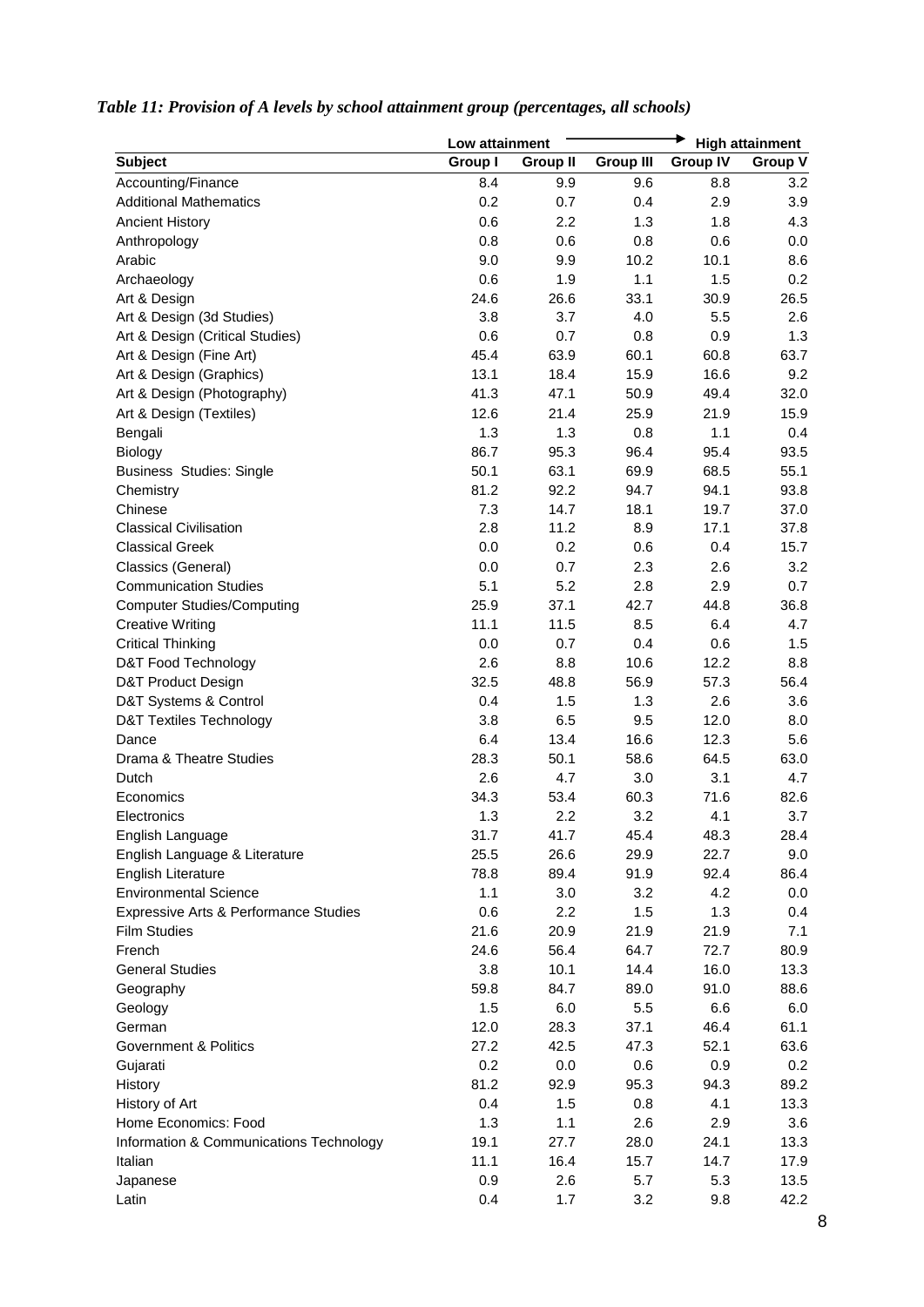*Table 11: Provision of A levels by school attainment group (percentages, all schools)*

| | Low attainment | | → | | High attainment |
|---|---|---|---|---|---|
| **Subject** | **Group I** | **Group II** | **Group III** | **Group IV** | **Group V** |
| Accounting/Finance | 8.4 | 9.9 | 9.6 | 8.8 | 3.2 |
| Additional Mathematics | 0.2 | 0.7 | 0.4 | 2.9 | 3.9 |
| Ancient History | 0.6 | 2.2 | 1.3 | 1.8 | 4.3 |
| Anthropology | 0.8 | 0.6 | 0.8 | 0.6 | 0.0 |
| Arabic | 9.0 | 9.9 | 10.2 | 10.1 | 8.6 |
| Archaeology | 0.6 | 1.9 | 1.1 | 1.5 | 0.2 |
| Art & Design | 24.6 | 26.6 | 33.1 | 30.9 | 26.5 |
| Art & Design (3d Studies) | 3.8 | 3.7 | 4.0 | 5.5 | 2.6 |
| Art & Design (Critical Studies) | 0.6 | 0.7 | 0.8 | 0.9 | 1.3 |
| Art & Design (Fine Art) | 45.4 | 63.9 | 60.1 | 60.8 | 63.7 |
| Art & Design (Graphics) | 13.1 | 18.4 | 15.9 | 16.6 | 9.2 |
| Art & Design (Photography) | 41.3 | 47.1 | 50.9 | 49.4 | 32.0 |
| Art & Design (Textiles) | 12.6 | 21.4 | 25.9 | 21.9 | 15.9 |
| Bengali | 1.3 | 1.3 | 0.8 | 1.1 | 0.4 |
| Biology | 86.7 | 95.3 | 96.4 | 95.4 | 93.5 |
| Business Studies: Single | 50.1 | 63.1 | 69.9 | 68.5 | 55.1 |
| Chemistry | 81.2 | 92.2 | 94.7 | 94.1 | 93.8 |
| Chinese | 7.3 | 14.7 | 18.1 | 19.7 | 37.0 |
| Classical Civilisation | 2.8 | 11.2 | 8.9 | 17.1 | 37.8 |
| Classical Greek | 0.0 | 0.2 | 0.6 | 0.4 | 15.7 |
| Classics (General) | 0.0 | 0.7 | 2.3 | 2.6 | 3.2 |
| Communication Studies | 5.1 | 5.2 | 2.8 | 2.9 | 0.7 |
| Computer Studies/Computing | 25.9 | 37.1 | 42.7 | 44.8 | 36.8 |
| Creative Writing | 11.1 | 11.5 | 8.5 | 6.4 | 4.7 |
| Critical Thinking | 0.0 | 0.7 | 0.4 | 0.6 | 1.5 |
| D&T Food Technology | 2.6 | 8.8 | 10.6 | 12.2 | 8.8 |
| D&T Product Design | 32.5 | 48.8 | 56.9 | 57.3 | 56.4 |
| D&T Systems & Control | 0.4 | 1.5 | 1.3 | 2.6 | 3.6 |
| D&T Textiles Technology | 3.8 | 6.5 | 9.5 | 12.0 | 8.0 |
| Dance | 6.4 | 13.4 | 16.6 | 12.3 | 5.6 |
| Drama & Theatre Studies | 28.3 | 50.1 | 58.6 | 64.5 | 63.0 |
| Dutch | 2.6 | 4.7 | 3.0 | 3.1 | 4.7 |
| Economics | 34.3 | 53.4 | 60.3 | 71.6 | 82.6 |
| Electronics | 1.3 | 2.2 | 3.2 | 4.1 | 3.7 |
| English Language | 31.7 | 41.7 | 45.4 | 48.3 | 28.4 |
| English Language & Literature | 25.5 | 26.6 | 29.9 | 22.7 | 9.0 |
| English Literature | 78.8 | 89.4 | 91.9 | 92.4 | 86.4 |
| Environmental Science | 1.1 | 3.0 | 3.2 | 4.2 | 0.0 |
| Expressive Arts & Performance Studies | 0.6 | 2.2 | 1.5 | 1.3 | 0.4 |
| Film Studies | 21.6 | 20.9 | 21.9 | 21.9 | 7.1 |
| French | 24.6 | 56.4 | 64.7 | 72.7 | 80.9 |
| General Studies | 3.8 | 10.1 | 14.4 | 16.0 | 13.3 |
| Geography | 59.8 | 84.7 | 89.0 | 91.0 | 88.6 |
| Geology | 1.5 | 6.0 | 5.5 | 6.6 | 6.0 |
| German | 12.0 | 28.3 | 37.1 | 46.4 | 61.1 |
| Government & Politics | 27.2 | 42.5 | 47.3 | 52.1 | 63.6 |
| Gujarati | 0.2 | 0.0 | 0.6 | 0.9 | 0.2 |
| History | 81.2 | 92.9 | 95.3 | 94.3 | 89.2 |
| History of Art | 0.4 | 1.5 | 0.8 | 4.1 | 13.3 |
| Home Economics: Food | 1.3 | 1.1 | 2.6 | 2.9 | 3.6 |
| Information & Communications Technology | 19.1 | 27.7 | 28.0 | 24.1 | 13.3 |
| Italian | 11.1 | 16.4 | 15.7 | 14.7 | 17.9 |
| Japanese | 0.9 | 2.6 | 5.7 | 5.3 | 13.5 |
| Latin | 0.4 | 1.7 | 3.2 | 9.8 | 42.2 |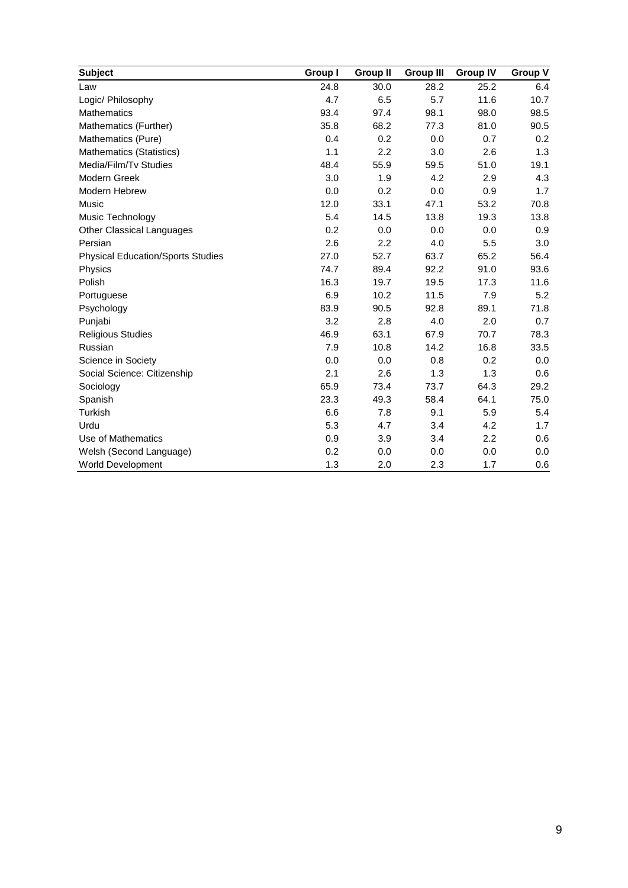| Subject | Group I | Group II | Group III | Group IV | Group V |
|---|---|---|---|---|---|
| Law | 24.8 | 30.0 | 28.2 | 25.2 | 6.4 |
| Logic/ Philosophy | 4.7 | 6.5 | 5.7 | 11.6 | 10.7 |
| Mathematics | 93.4 | 97.4 | 98.1 | 98.0 | 98.5 |
| Mathematics (Further) | 35.8 | 68.2 | 77.3 | 81.0 | 90.5 |
| Mathematics (Pure) | 0.4 | 0.2 | 0.0 | 0.7 | 0.2 |
| Mathematics (Statistics) | 1.1 | 2.2 | 3.0 | 2.6 | 1.3 |
| Media/Film/Tv Studies | 48.4 | 55.9 | 59.5 | 51.0 | 19.1 |
| Modern Greek | 3.0 | 1.9 | 4.2 | 2.9 | 4.3 |
| Modern Hebrew | 0.0 | 0.2 | 0.0 | 0.9 | 1.7 |
| Music | 12.0 | 33.1 | 47.1 | 53.2 | 70.8 |
| Music Technology | 5.4 | 14.5 | 13.8 | 19.3 | 13.8 |
| Other Classical Languages | 0.2 | 0.0 | 0.0 | 0.0 | 0.9 |
| Persian | 2.6 | 2.2 | 4.0 | 5.5 | 3.0 |
| Physical Education/Sports Studies | 27.0 | 52.7 | 63.7 | 65.2 | 56.4 |
| Physics | 74.7 | 89.4 | 92.2 | 91.0 | 93.6 |
| Polish | 16.3 | 19.7 | 19.5 | 17.3 | 11.6 |
| Portuguese | 6.9 | 10.2 | 11.5 | 7.9 | 5.2 |
| Psychology | 83.9 | 90.5 | 92.8 | 89.1 | 71.8 |
| Punjabi | 3.2 | 2.8 | 4.0 | 2.0 | 0.7 |
| Religious Studies | 46.9 | 63.1 | 67.9 | 70.7 | 78.3 |
| Russian | 7.9 | 10.8 | 14.2 | 16.8 | 33.5 |
| Science in Society | 0.0 | 0.0 | 0.8 | 0.2 | 0.0 |
| Social Science: Citizenship | 2.1 | 2.6 | 1.3 | 1.3 | 0.6 |
| Sociology | 65.9 | 73.4 | 73.7 | 64.3 | 29.2 |
| Spanish | 23.3 | 49.3 | 58.4 | 64.1 | 75.0 |
| Turkish | 6.6 | 7.8 | 9.1 | 5.9 | 5.4 |
| Urdu | 5.3 | 4.7 | 3.4 | 4.2 | 1.7 |
| Use of Mathematics | 0.9 | 3.9 | 3.4 | 2.2 | 0.6 |
| Welsh (Second Language) | 0.2 | 0.0 | 0.0 | 0.0 | 0.0 |
| World Development | 1.3 | 2.0 | 2.3 | 1.7 | 0.6 |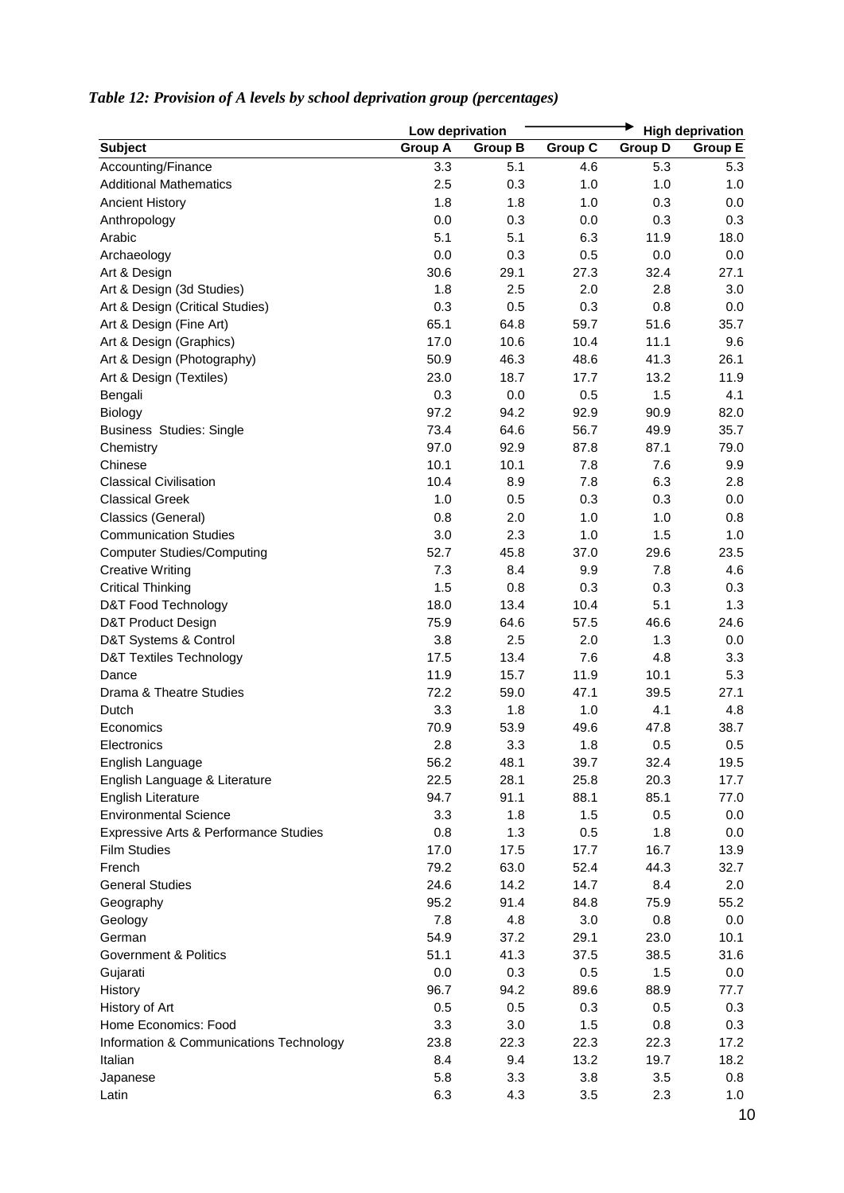*Table 12: Provision of A levels by school deprivation group (percentages)*

| | Low deprivation | | | | High deprivation |
|---|---|---|---|---|---|
| **Subject** | **Group A** | **Group B** | **Group C** | **Group D** | **Group E** |
| Accounting/Finance | 3.3 | 5.1 | 4.6 | 5.3 | 5.3 |
| Additional Mathematics | 2.5 | 0.3 | 1.0 | 1.0 | 1.0 |
| Ancient History | 1.8 | 1.8 | 1.0 | 0.3 | 0.0 |
| Anthropology | 0.0 | 0.3 | 0.0 | 0.3 | 0.3 |
| Arabic | 5.1 | 5.1 | 6.3 | 11.9 | 18.0 |
| Archaeology | 0.0 | 0.3 | 0.5 | 0.0 | 0.0 |
| Art & Design | 30.6 | 29.1 | 27.3 | 32.4 | 27.1 |
| Art & Design (3d Studies) | 1.8 | 2.5 | 2.0 | 2.8 | 3.0 |
| Art & Design (Critical Studies) | 0.3 | 0.5 | 0.3 | 0.8 | 0.0 |
| Art & Design (Fine Art) | 65.1 | 64.8 | 59.7 | 51.6 | 35.7 |
| Art & Design (Graphics) | 17.0 | 10.6 | 10.4 | 11.1 | 9.6 |
| Art & Design (Photography) | 50.9 | 46.3 | 48.6 | 41.3 | 26.1 |
| Art & Design (Textiles) | 23.0 | 18.7 | 17.7 | 13.2 | 11.9 |
| Bengali | 0.3 | 0.0 | 0.5 | 1.5 | 4.1 |
| Biology | 97.2 | 94.2 | 92.9 | 90.9 | 82.0 |
| Business Studies: Single | 73.4 | 64.6 | 56.7 | 49.9 | 35.7 |
| Chemistry | 97.0 | 92.9 | 87.8 | 87.1 | 79.0 |
| Chinese | 10.1 | 10.1 | 7.8 | 7.6 | 9.9 |
| Classical Civilisation | 10.4 | 8.9 | 7.8 | 6.3 | 2.8 |
| Classical Greek | 1.0 | 0.5 | 0.3 | 0.3 | 0.0 |
| Classics (General) | 0.8 | 2.0 | 1.0 | 1.0 | 0.8 |
| Communication Studies | 3.0 | 2.3 | 1.0 | 1.5 | 1.0 |
| Computer Studies/Computing | 52.7 | 45.8 | 37.0 | 29.6 | 23.5 |
| Creative Writing | 7.3 | 8.4 | 9.9 | 7.8 | 4.6 |
| Critical Thinking | 1.5 | 0.8 | 0.3 | 0.3 | 0.3 |
| D&T Food Technology | 18.0 | 13.4 | 10.4 | 5.1 | 1.3 |
| D&T Product Design | 75.9 | 64.6 | 57.5 | 46.6 | 24.6 |
| D&T Systems & Control | 3.8 | 2.5 | 2.0 | 1.3 | 0.0 |
| D&T Textiles Technology | 17.5 | 13.4 | 7.6 | 4.8 | 3.3 |
| Dance | 11.9 | 15.7 | 11.9 | 10.1 | 5.3 |
| Drama & Theatre Studies | 72.2 | 59.0 | 47.1 | 39.5 | 27.1 |
| Dutch | 3.3 | 1.8 | 1.0 | 4.1 | 4.8 |
| Economics | 70.9 | 53.9 | 49.6 | 47.8 | 38.7 |
| Electronics | 2.8 | 3.3 | 1.8 | 0.5 | 0.5 |
| English Language | 56.2 | 48.1 | 39.7 | 32.4 | 19.5 |
| English Language & Literature | 22.5 | 28.1 | 25.8 | 20.3 | 17.7 |
| English Literature | 94.7 | 91.1 | 88.1 | 85.1 | 77.0 |
| Environmental Science | 3.3 | 1.8 | 1.5 | 0.5 | 0.0 |
| Expressive Arts & Performance Studies | 0.8 | 1.3 | 0.5 | 1.8 | 0.0 |
| Film Studies | 17.0 | 17.5 | 17.7 | 16.7 | 13.9 |
| French | 79.2 | 63.0 | 52.4 | 44.3 | 32.7 |
| General Studies | 24.6 | 14.2 | 14.7 | 8.4 | 2.0 |
| Geography | 95.2 | 91.4 | 84.8 | 75.9 | 55.2 |
| Geology | 7.8 | 4.8 | 3.0 | 0.8 | 0.0 |
| German | 54.9 | 37.2 | 29.1 | 23.0 | 10.1 |
| Government & Politics | 51.1 | 41.3 | 37.5 | 38.5 | 31.6 |
| Gujarati | 0.0 | 0.3 | 0.5 | 1.5 | 0.0 |
| History | 96.7 | 94.2 | 89.6 | 88.9 | 77.7 |
| History of Art | 0.5 | 0.5 | 0.3 | 0.5 | 0.3 |
| Home Economics: Food | 3.3 | 3.0 | 1.5 | 0.8 | 0.3 |
| Information & Communications Technology | 23.8 | 22.3 | 22.3 | 22.3 | 17.2 |
| Italian | 8.4 | 9.4 | 13.2 | 19.7 | 18.2 |
| Japanese | 5.8 | 3.3 | 3.8 | 3.5 | 0.8 |
| Latin | 6.3 | 4.3 | 3.5 | 2.3 | 1.0 |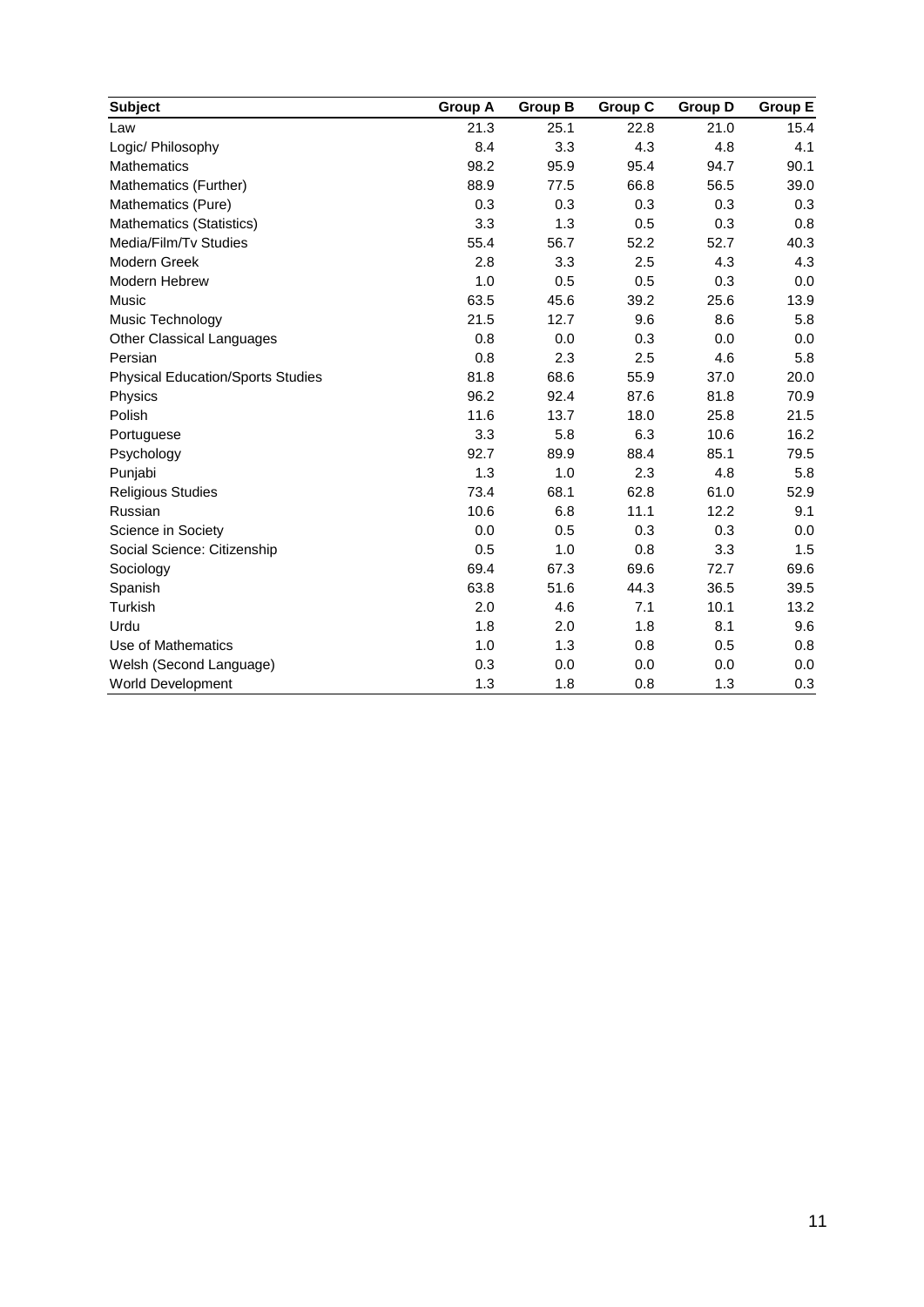| Subject | Group A | Group B | Group C | Group D | Group E |
|---|---|---|---|---|---|
| Law | 21.3 | 25.1 | 22.8 | 21.0 | 15.4 |
| Logic/ Philosophy | 8.4 | 3.3 | 4.3 | 4.8 | 4.1 |
| Mathematics | 98.2 | 95.9 | 95.4 | 94.7 | 90.1 |
| Mathematics (Further) | 88.9 | 77.5 | 66.8 | 56.5 | 39.0 |
| Mathematics (Pure) | 0.3 | 0.3 | 0.3 | 0.3 | 0.3 |
| Mathematics (Statistics) | 3.3 | 1.3 | 0.5 | 0.3 | 0.8 |
| Media/Film/Tv Studies | 55.4 | 56.7 | 52.2 | 52.7 | 40.3 |
| Modern Greek | 2.8 | 3.3 | 2.5 | 4.3 | 4.3 |
| Modern Hebrew | 1.0 | 0.5 | 0.5 | 0.3 | 0.0 |
| Music | 63.5 | 45.6 | 39.2 | 25.6 | 13.9 |
| Music Technology | 21.5 | 12.7 | 9.6 | 8.6 | 5.8 |
| Other Classical Languages | 0.8 | 0.0 | 0.3 | 0.0 | 0.0 |
| Persian | 0.8 | 2.3 | 2.5 | 4.6 | 5.8 |
| Physical Education/Sports Studies | 81.8 | 68.6 | 55.9 | 37.0 | 20.0 |
| Physics | 96.2 | 92.4 | 87.6 | 81.8 | 70.9 |
| Polish | 11.6 | 13.7 | 18.0 | 25.8 | 21.5 |
| Portuguese | 3.3 | 5.8 | 6.3 | 10.6 | 16.2 |
| Psychology | 92.7 | 89.9 | 88.4 | 85.1 | 79.5 |
| Punjabi | 1.3 | 1.0 | 2.3 | 4.8 | 5.8 |
| Religious Studies | 73.4 | 68.1 | 62.8 | 61.0 | 52.9 |
| Russian | 10.6 | 6.8 | 11.1 | 12.2 | 9.1 |
| Science in Society | 0.0 | 0.5 | 0.3 | 0.3 | 0.0 |
| Social Science: Citizenship | 0.5 | 1.0 | 0.8 | 3.3 | 1.5 |
| Sociology | 69.4 | 67.3 | 69.6 | 72.7 | 69.6 |
| Spanish | 63.8 | 51.6 | 44.3 | 36.5 | 39.5 |
| Turkish | 2.0 | 4.6 | 7.1 | 10.1 | 13.2 |
| Urdu | 1.8 | 2.0 | 1.8 | 8.1 | 9.6 |
| Use of Mathematics | 1.0 | 1.3 | 0.8 | 0.5 | 0.8 |
| Welsh (Second Language) | 0.3 | 0.0 | 0.0 | 0.0 | 0.0 |
| World Development | 1.3 | 1.8 | 0.8 | 1.3 | 0.3 |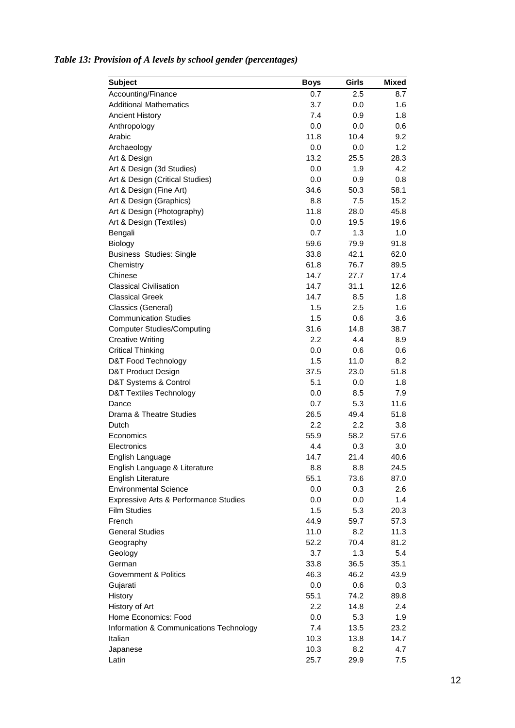*Table 13: Provision of A levels by school gender (percentages)*

| Subject | Boys | Girls | Mixed |
|---|---|---|---|
| Accounting/Finance | 0.7 | 2.5 | 8.7 |
| Additional Mathematics | 3.7 | 0.0 | 1.6 |
| Ancient History | 7.4 | 0.9 | 1.8 |
| Anthropology | 0.0 | 0.0 | 0.6 |
| Arabic | 11.8 | 10.4 | 9.2 |
| Archaeology | 0.0 | 0.0 | 1.2 |
| Art & Design | 13.2 | 25.5 | 28.3 |
| Art & Design (3d Studies) | 0.0 | 1.9 | 4.2 |
| Art & Design (Critical Studies) | 0.0 | 0.9 | 0.8 |
| Art & Design (Fine Art) | 34.6 | 50.3 | 58.1 |
| Art & Design (Graphics) | 8.8 | 7.5 | 15.2 |
| Art & Design (Photography) | 11.8 | 28.0 | 45.8 |
| Art & Design (Textiles) | 0.0 | 19.5 | 19.6 |
| Bengali | 0.7 | 1.3 | 1.0 |
| Biology | 59.6 | 79.9 | 91.8 |
| Business Studies: Single | 33.8 | 42.1 | 62.0 |
| Chemistry | 61.8 | 76.7 | 89.5 |
| Chinese | 14.7 | 27.7 | 17.4 |
| Classical Civilisation | 14.7 | 31.1 | 12.6 |
| Classical Greek | 14.7 | 8.5 | 1.8 |
| Classics (General) | 1.5 | 2.5 | 1.6 |
| Communication Studies | 1.5 | 0.6 | 3.6 |
| Computer Studies/Computing | 31.6 | 14.8 | 38.7 |
| Creative Writing | 2.2 | 4.4 | 8.9 |
| Critical Thinking | 0.0 | 0.6 | 0.6 |
| D&T Food Technology | 1.5 | 11.0 | 8.2 |
| D&T Product Design | 37.5 | 23.0 | 51.8 |
| D&T Systems & Control | 5.1 | 0.0 | 1.8 |
| D&T Textiles Technology | 0.0 | 8.5 | 7.9 |
| Dance | 0.7 | 5.3 | 11.6 |
| Drama & Theatre Studies | 26.5 | 49.4 | 51.8 |
| Dutch | 2.2 | 2.2 | 3.8 |
| Economics | 55.9 | 58.2 | 57.6 |
| Electronics | 4.4 | 0.3 | 3.0 |
| English Language | 14.7 | 21.4 | 40.6 |
| English Language & Literature | 8.8 | 8.8 | 24.5 |
| English Literature | 55.1 | 73.6 | 87.0 |
| Environmental Science | 0.0 | 0.3 | 2.6 |
| Expressive Arts & Performance Studies | 0.0 | 0.0 | 1.4 |
| Film Studies | 1.5 | 5.3 | 20.3 |
| French | 44.9 | 59.7 | 57.3 |
| General Studies | 11.0 | 8.2 | 11.3 |
| Geography | 52.2 | 70.4 | 81.2 |
| Geology | 3.7 | 1.3 | 5.4 |
| German | 33.8 | 36.5 | 35.1 |
| Government & Politics | 46.3 | 46.2 | 43.9 |
| Gujarati | 0.0 | 0.6 | 0.3 |
| History | 55.1 | 74.2 | 89.8 |
| History of Art | 2.2 | 14.8 | 2.4 |
| Home Economics: Food | 0.0 | 5.3 | 1.9 |
| Information & Communications Technology | 7.4 | 13.5 | 23.2 |
| Italian | 10.3 | 13.8 | 14.7 |
| Japanese | 10.3 | 8.2 | 4.7 |
| Latin | 25.7 | 29.9 | 7.5 |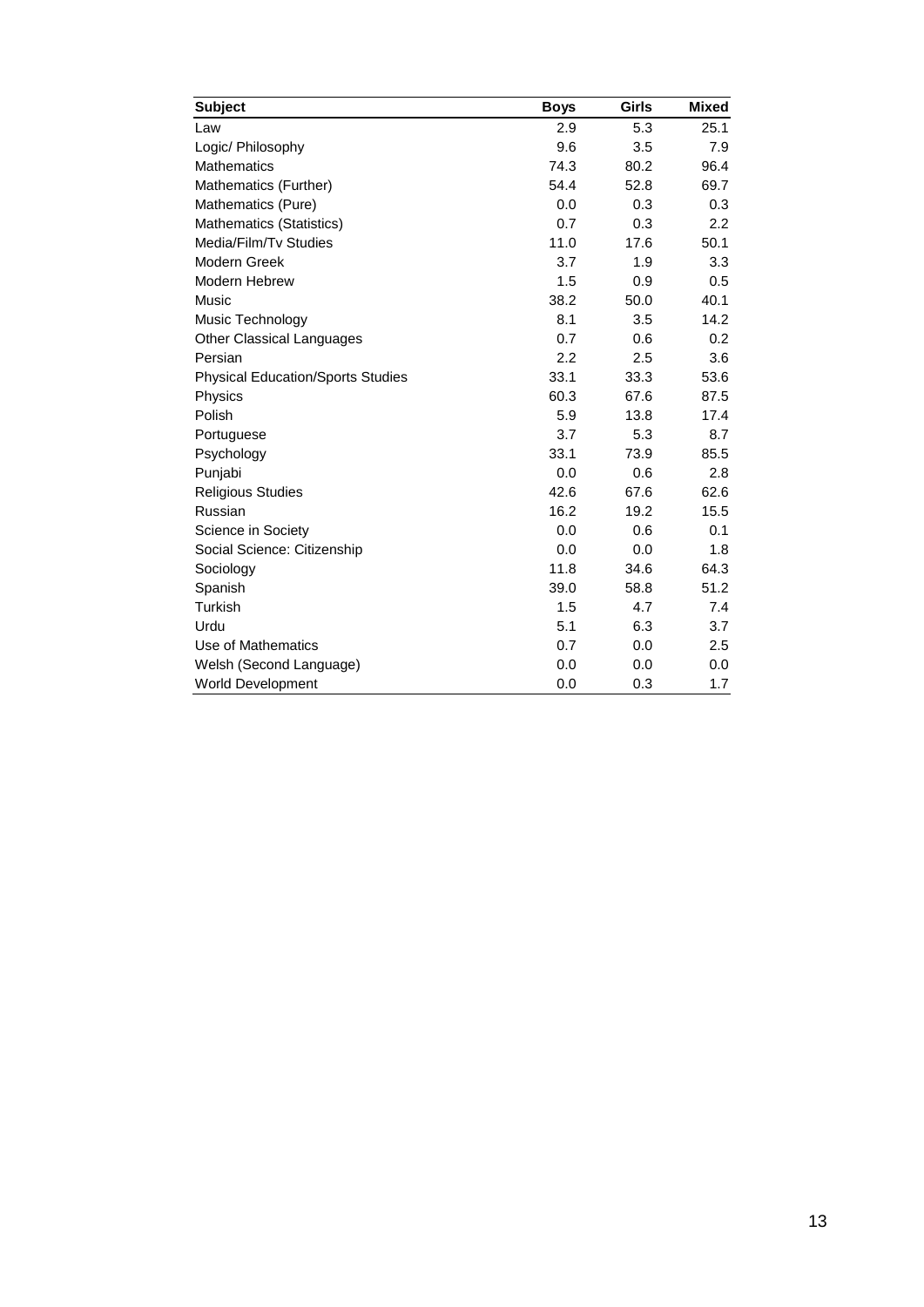| Subject | Boys | Girls | Mixed |
|---|---|---|---|
| Law | 2.9 | 5.3 | 25.1 |
| Logic/ Philosophy | 9.6 | 3.5 | 7.9 |
| Mathematics | 74.3 | 80.2 | 96.4 |
| Mathematics (Further) | 54.4 | 52.8 | 69.7 |
| Mathematics (Pure) | 0.0 | 0.3 | 0.3 |
| Mathematics (Statistics) | 0.7 | 0.3 | 2.2 |
| Media/Film/Tv Studies | 11.0 | 17.6 | 50.1 |
| Modern Greek | 3.7 | 1.9 | 3.3 |
| Modern Hebrew | 1.5 | 0.9 | 0.5 |
| Music | 38.2 | 50.0 | 40.1 |
| Music Technology | 8.1 | 3.5 | 14.2 |
| Other Classical Languages | 0.7 | 0.6 | 0.2 |
| Persian | 2.2 | 2.5 | 3.6 |
| Physical Education/Sports Studies | 33.1 | 33.3 | 53.6 |
| Physics | 60.3 | 67.6 | 87.5 |
| Polish | 5.9 | 13.8 | 17.4 |
| Portuguese | 3.7 | 5.3 | 8.7 |
| Psychology | 33.1 | 73.9 | 85.5 |
| Punjabi | 0.0 | 0.6 | 2.8 |
| Religious Studies | 42.6 | 67.6 | 62.6 |
| Russian | 16.2 | 19.2 | 15.5 |
| Science in Society | 0.0 | 0.6 | 0.1 |
| Social Science: Citizenship | 0.0 | 0.0 | 1.8 |
| Sociology | 11.8 | 34.6 | 64.3 |
| Spanish | 39.0 | 58.8 | 51.2 |
| Turkish | 1.5 | 4.7 | 7.4 |
| Urdu | 5.1 | 6.3 | 3.7 |
| Use of Mathematics | 0.7 | 0.0 | 2.5 |
| Welsh (Second Language) | 0.0 | 0.0 | 0.0 |
| World Development | 0.0 | 0.3 | 1.7 |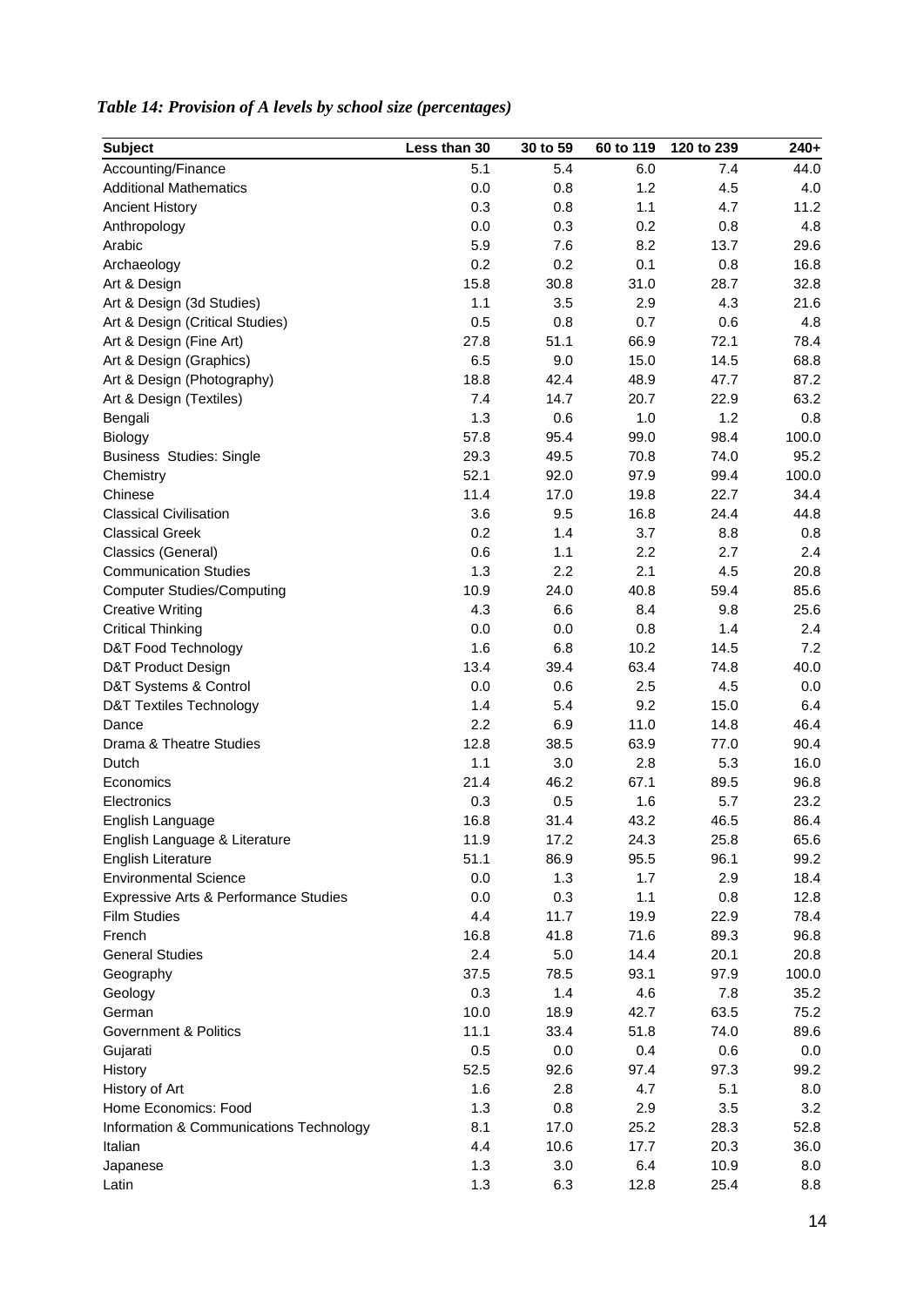*Table 14: Provision of A levels by school size (percentages)*

| Subject | Less than 30 | 30 to 59 | 60 to 119 | 120 to 239 | 240+ |
|---|---|---|---|---|---|
| Accounting/Finance | 5.1 | 5.4 | 6.0 | 7.4 | 44.0 |
| Additional Mathematics | 0.0 | 0.8 | 1.2 | 4.5 | 4.0 |
| Ancient History | 0.3 | 0.8 | 1.1 | 4.7 | 11.2 |
| Anthropology | 0.0 | 0.3 | 0.2 | 0.8 | 4.8 |
| Arabic | 5.9 | 7.6 | 8.2 | 13.7 | 29.6 |
| Archaeology | 0.2 | 0.2 | 0.1 | 0.8 | 16.8 |
| Art & Design | 15.8 | 30.8 | 31.0 | 28.7 | 32.8 |
| Art & Design (3d Studies) | 1.1 | 3.5 | 2.9 | 4.3 | 21.6 |
| Art & Design (Critical Studies) | 0.5 | 0.8 | 0.7 | 0.6 | 4.8 |
| Art & Design (Fine Art) | 27.8 | 51.1 | 66.9 | 72.1 | 78.4 |
| Art & Design (Graphics) | 6.5 | 9.0 | 15.0 | 14.5 | 68.8 |
| Art & Design (Photography) | 18.8 | 42.4 | 48.9 | 47.7 | 87.2 |
| Art & Design (Textiles) | 7.4 | 14.7 | 20.7 | 22.9 | 63.2 |
| Bengali | 1.3 | 0.6 | 1.0 | 1.2 | 0.8 |
| Biology | 57.8 | 95.4 | 99.0 | 98.4 | 100.0 |
| Business Studies: Single | 29.3 | 49.5 | 70.8 | 74.0 | 95.2 |
| Chemistry | 52.1 | 92.0 | 97.9 | 99.4 | 100.0 |
| Chinese | 11.4 | 17.0 | 19.8 | 22.7 | 34.4 |
| Classical Civilisation | 3.6 | 9.5 | 16.8 | 24.4 | 44.8 |
| Classical Greek | 0.2 | 1.4 | 3.7 | 8.8 | 0.8 |
| Classics (General) | 0.6 | 1.1 | 2.2 | 2.7 | 2.4 |
| Communication Studies | 1.3 | 2.2 | 2.1 | 4.5 | 20.8 |
| Computer Studies/Computing | 10.9 | 24.0 | 40.8 | 59.4 | 85.6 |
| Creative Writing | 4.3 | 6.6 | 8.4 | 9.8 | 25.6 |
| Critical Thinking | 0.0 | 0.0 | 0.8 | 1.4 | 2.4 |
| D&T Food Technology | 1.6 | 6.8 | 10.2 | 14.5 | 7.2 |
| D&T Product Design | 13.4 | 39.4 | 63.4 | 74.8 | 40.0 |
| D&T Systems & Control | 0.0 | 0.6 | 2.5 | 4.5 | 0.0 |
| D&T Textiles Technology | 1.4 | 5.4 | 9.2 | 15.0 | 6.4 |
| Dance | 2.2 | 6.9 | 11.0 | 14.8 | 46.4 |
| Drama & Theatre Studies | 12.8 | 38.5 | 63.9 | 77.0 | 90.4 |
| Dutch | 1.1 | 3.0 | 2.8 | 5.3 | 16.0 |
| Economics | 21.4 | 46.2 | 67.1 | 89.5 | 96.8 |
| Electronics | 0.3 | 0.5 | 1.6 | 5.7 | 23.2 |
| English Language | 16.8 | 31.4 | 43.2 | 46.5 | 86.4 |
| English Language & Literature | 11.9 | 17.2 | 24.3 | 25.8 | 65.6 |
| English Literature | 51.1 | 86.9 | 95.5 | 96.1 | 99.2 |
| Environmental Science | 0.0 | 1.3 | 1.7 | 2.9 | 18.4 |
| Expressive Arts & Performance Studies | 0.0 | 0.3 | 1.1 | 0.8 | 12.8 |
| Film Studies | 4.4 | 11.7 | 19.9 | 22.9 | 78.4 |
| French | 16.8 | 41.8 | 71.6 | 89.3 | 96.8 |
| General Studies | 2.4 | 5.0 | 14.4 | 20.1 | 20.8 |
| Geography | 37.5 | 78.5 | 93.1 | 97.9 | 100.0 |
| Geology | 0.3 | 1.4 | 4.6 | 7.8 | 35.2 |
| German | 10.0 | 18.9 | 42.7 | 63.5 | 75.2 |
| Government & Politics | 11.1 | 33.4 | 51.8 | 74.0 | 89.6 |
| Gujarati | 0.5 | 0.0 | 0.4 | 0.6 | 0.0 |
| History | 52.5 | 92.6 | 97.4 | 97.3 | 99.2 |
| History of Art | 1.6 | 2.8 | 4.7 | 5.1 | 8.0 |
| Home Economics: Food | 1.3 | 0.8 | 2.9 | 3.5 | 3.2 |
| Information & Communications Technology | 8.1 | 17.0 | 25.2 | 28.3 | 52.8 |
| Italian | 4.4 | 10.6 | 17.7 | 20.3 | 36.0 |
| Japanese | 1.3 | 3.0 | 6.4 | 10.9 | 8.0 |
| Latin | 1.3 | 6.3 | 12.8 | 25.4 | 8.8 |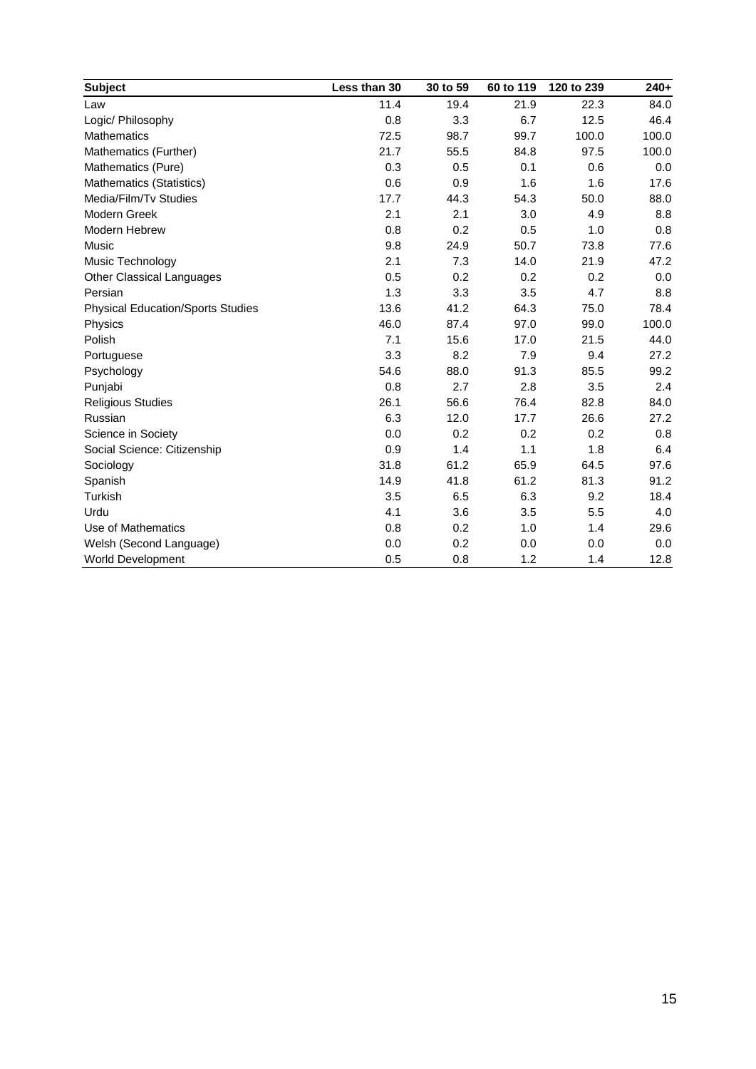| Subject | Less than 30 | 30 to 59 | 60 to 119 | 120 to 239 | 240+ |
|---|---|---|---|---|---|
| Law | 11.4 | 19.4 | 21.9 | 22.3 | 84.0 |
| Logic/ Philosophy | 0.8 | 3.3 | 6.7 | 12.5 | 46.4 |
| Mathematics | 72.5 | 98.7 | 99.7 | 100.0 | 100.0 |
| Mathematics (Further) | 21.7 | 55.5 | 84.8 | 97.5 | 100.0 |
| Mathematics (Pure) | 0.3 | 0.5 | 0.1 | 0.6 | 0.0 |
| Mathematics (Statistics) | 0.6 | 0.9 | 1.6 | 1.6 | 17.6 |
| Media/Film/Tv Studies | 17.7 | 44.3 | 54.3 | 50.0 | 88.0 |
| Modern Greek | 2.1 | 2.1 | 3.0 | 4.9 | 8.8 |
| Modern Hebrew | 0.8 | 0.2 | 0.5 | 1.0 | 0.8 |
| Music | 9.8 | 24.9 | 50.7 | 73.8 | 77.6 |
| Music Technology | 2.1 | 7.3 | 14.0 | 21.9 | 47.2 |
| Other Classical Languages | 0.5 | 0.2 | 0.2 | 0.2 | 0.0 |
| Persian | 1.3 | 3.3 | 3.5 | 4.7 | 8.8 |
| Physical Education/Sports Studies | 13.6 | 41.2 | 64.3 | 75.0 | 78.4 |
| Physics | 46.0 | 87.4 | 97.0 | 99.0 | 100.0 |
| Polish | 7.1 | 15.6 | 17.0 | 21.5 | 44.0 |
| Portuguese | 3.3 | 8.2 | 7.9 | 9.4 | 27.2 |
| Psychology | 54.6 | 88.0 | 91.3 | 85.5 | 99.2 |
| Punjabi | 0.8 | 2.7 | 2.8 | 3.5 | 2.4 |
| Religious Studies | 26.1 | 56.6 | 76.4 | 82.8 | 84.0 |
| Russian | 6.3 | 12.0 | 17.7 | 26.6 | 27.2 |
| Science in Society | 0.0 | 0.2 | 0.2 | 0.2 | 0.8 |
| Social Science: Citizenship | 0.9 | 1.4 | 1.1 | 1.8 | 6.4 |
| Sociology | 31.8 | 61.2 | 65.9 | 64.5 | 97.6 |
| Spanish | 14.9 | 41.8 | 61.2 | 81.3 | 91.2 |
| Turkish | 3.5 | 6.5 | 6.3 | 9.2 | 18.4 |
| Urdu | 4.1 | 3.6 | 3.5 | 5.5 | 4.0 |
| Use of Mathematics | 0.8 | 0.2 | 1.0 | 1.4 | 29.6 |
| Welsh (Second Language) | 0.0 | 0.2 | 0.0 | 0.0 | 0.0 |
| World Development | 0.5 | 0.8 | 1.2 | 1.4 | 12.8 |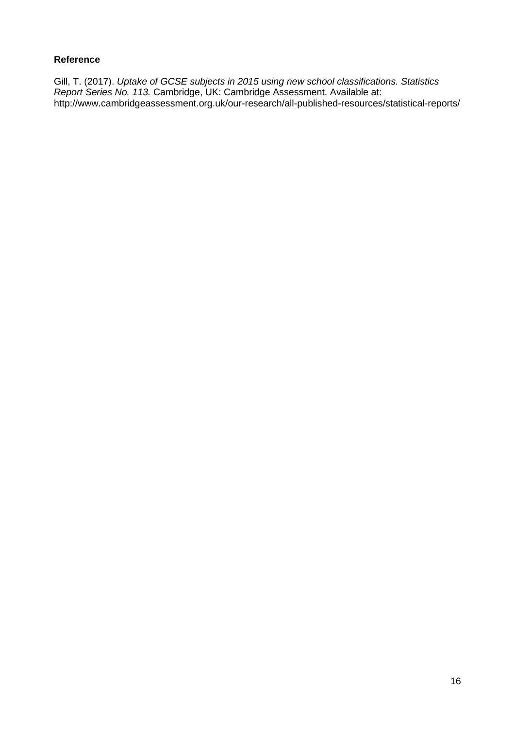**Reference**

Gill, T. (2017). *Uptake of GCSE subjects in 2015 using new school classifications. Statistics Report Series No. 113.* Cambridge, UK: Cambridge Assessment. Available at: http://www.cambridgeassessment.org.uk/our-research/all-published-resources/statistical-reports/